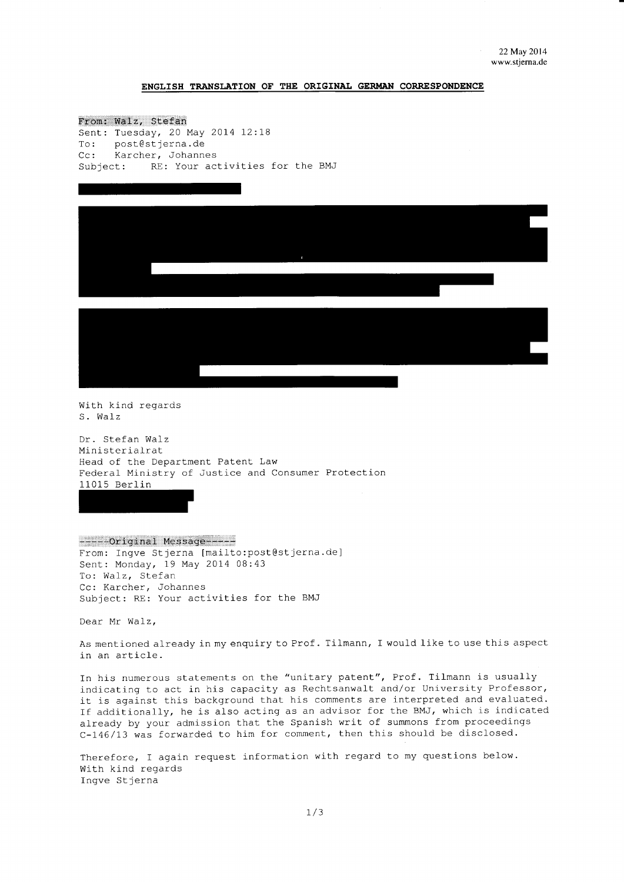22 May 2014
www.stjerna.de

**ENGLISH TRANSLATION OF THE ORIGINAL GERMAN CORRESPONDENCE**

From: Walz, Stefan
Sent: Tuesday, 20 May 2014 12:18
To: post@stjerna.de
Cc: Karcher, Johannes
Subject: RE: Your activities for the BMJ

With kind regards
S. Walz

Dr. Stefan Walz
Ministerialrat
Head of the Department Patent Law
Federal Ministry of Justice and Consumer Protection
11015 Berlin

-----Original Message-----
From: Ingve Stjerna [mailto:post@stjerna.de]
Sent: Monday, 19 May 2014 08:43
To: Walz, Stefan
Cc: Karcher, Johannes
Subject: RE: Your activities for the BMJ

Dear Mr Walz,

As mentioned already in my enquiry to Prof. Tilmann, I would like to use this aspect in an article.

In his numerous statements on the "unitary patent", Prof. Tilmann is usually indicating to act in his capacity as Rechtsanwalt and/or University Professor, it is against this background that his comments are interpreted and evaluated. If additionally, he is also acting as an advisor for the BMJ, which is indicated already by your admission that the Spanish writ of summons from proceedings C-146/13 was forwarded to him for comment, then this should be disclosed.

Therefore, I again request information with regard to my questions below.
With kind regards
Ingve Stjerna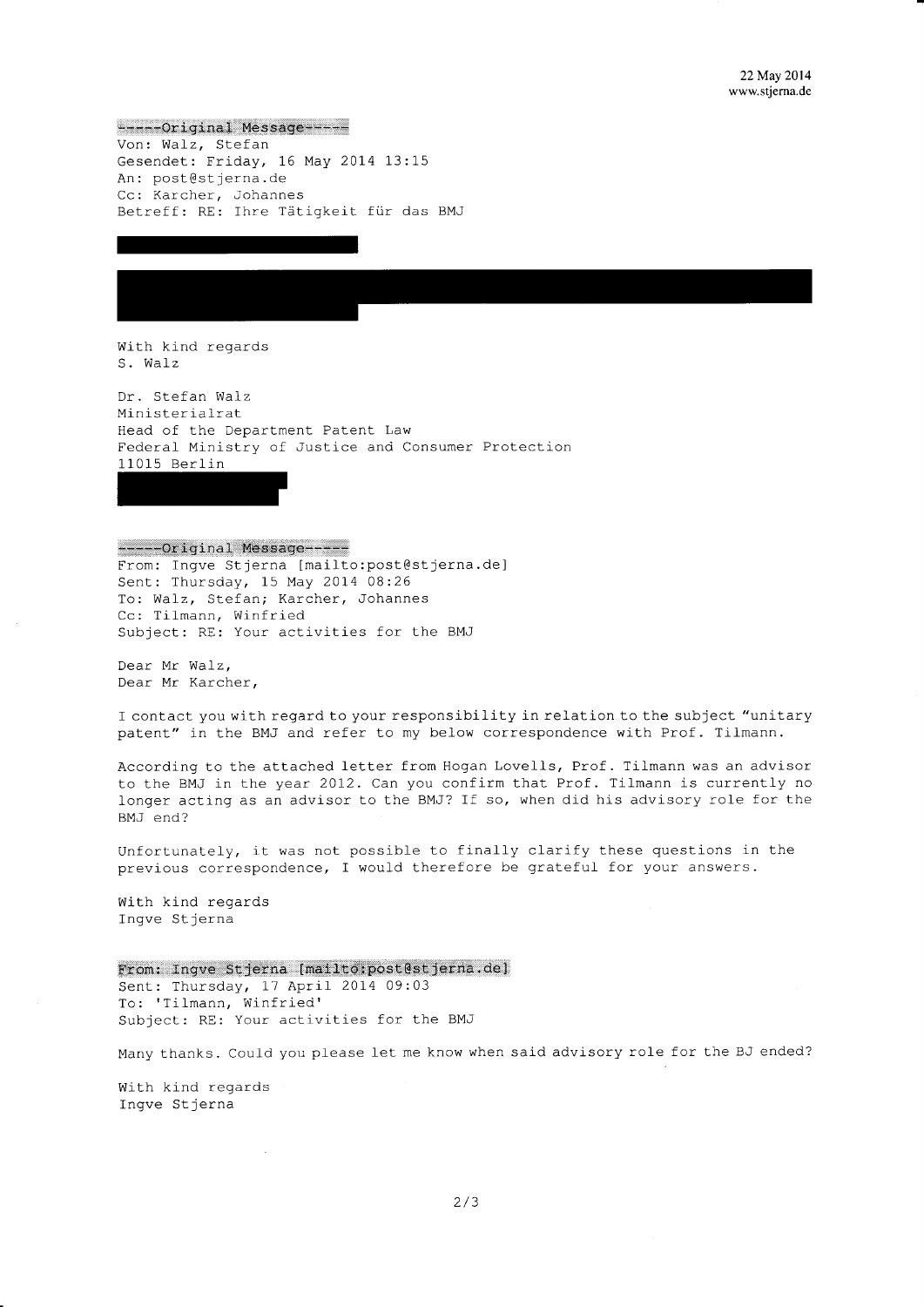22 May 2014
www.stjerna.de

-----Original Message-----
Von: Walz, Stefan
Gesendet: Friday, 16 May 2014 13:15
An: post@stjerna.de
Cc: Karcher, Johannes
Betreff: RE: Ihre Tätigkeit für das BMJ

With kind regards
S. Walz

Dr. Stefan Walz
Ministerialrat
Head of the Department Patent Law
Federal Ministry of Justice and Consumer Protection
11015 Berlin

-----Original Message-----
From: Ingve Stjerna [mailto:post@stjerna.de]
Sent: Thursday, 15 May 2014 08:26
To: Walz, Stefan; Karcher, Johannes
Cc: Tilmann, Winfried
Subject: RE: Your activities for the BMJ

Dear Mr Walz,
Dear Mr Karcher,

I contact you with regard to your responsibility in relation to the subject "unitary patent" in the BMJ and refer to my below correspondence with Prof. Tilmann.

According to the attached letter from Hogan Lovells, Prof. Tilmann was an advisor to the BMJ in the year 2012. Can you confirm that Prof. Tilmann is currently no longer acting as an advisor to the BMJ? If so, when did his advisory role for the BMJ end?

Unfortunately, it was not possible to finally clarify these questions in the previous correspondence, I would therefore be grateful for your answers.

With kind regards
Ingve Stjerna

From: Ingve Stjerna [mailto:post@stjerna.de]
Sent: Thursday, 17 April 2014 09:03
To: 'Tilmann, Winfried'
Subject: RE: Your activities for the BMJ

Many thanks. Could you please let me know when said advisory role for the BJ ended?

With kind regards
Ingve Stjerna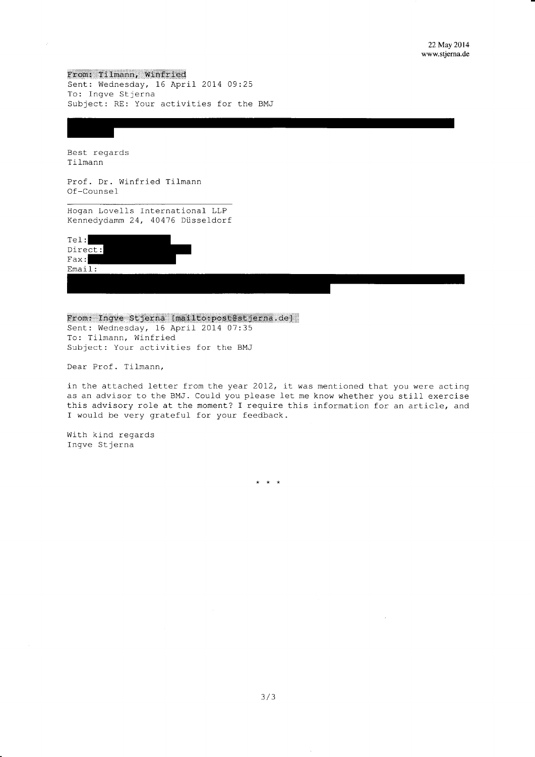22 May 2014
www.stjerna.de

From: Tilmann, Winfried
Sent: Wednesday, 16 April 2014 09:25
To: Ingve Stjerna
Subject: RE: Your activities for the BMJ

Best regards
Tilmann

Prof. Dr. Winfried Tilmann
Of-Counsel

Hogan Lovells International LLP
Kennedydamm 24, 40476 Düsseldorf

Tel:
Direct:
Fax:
Email:

From: Ingve Stjerna [mailto:post@stjerna.de]
Sent: Wednesday, 16 April 2014 07:35
To: Tilmann, Winfried
Subject: Your activities for the BMJ

Dear Prof. Tilmann,

in the attached letter from the year 2012, it was mentioned that you were acting as an advisor to the BMJ. Could you please let me know whether you still exercise this advisory role at the moment? I require this information for an article, and I would be very grateful for your feedback.

With kind regards
Ingve Stjerna

\* \* \*